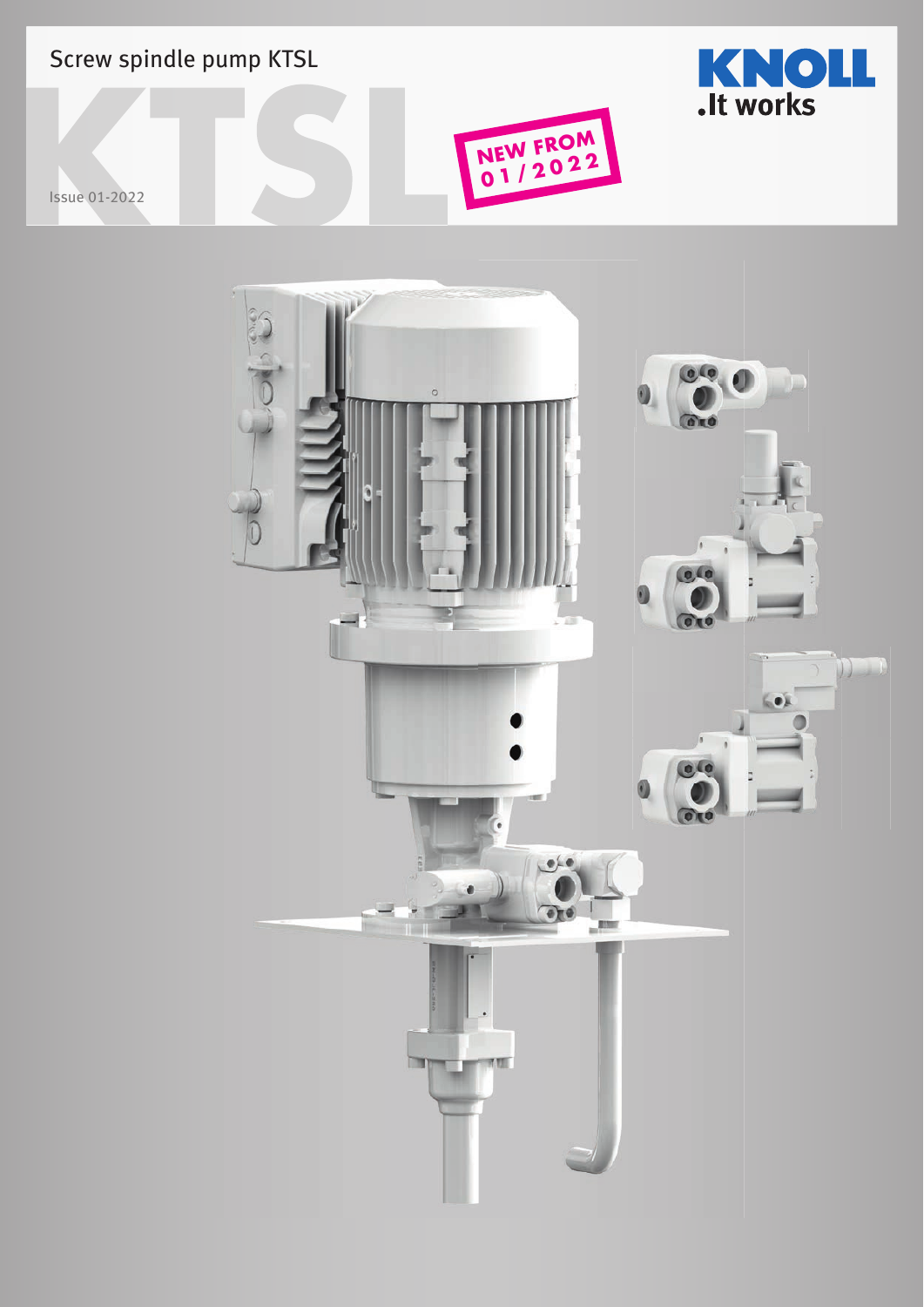Screw spindle pump KTSL

# KTSL

NEW FROM 01/2022

Issue 01-2022

KNOLL
.It works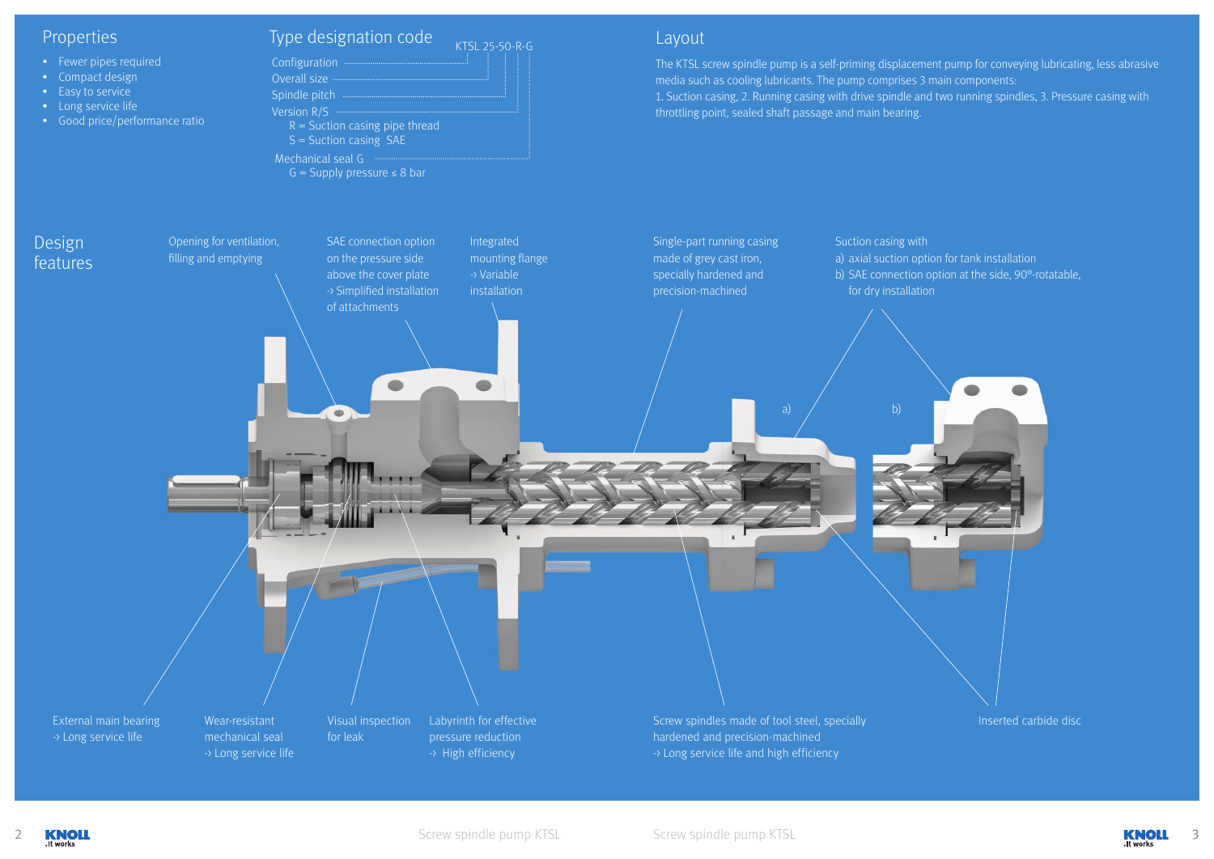## Properties

- Fewer pipes required
- Compact design
- Easy to service
- Long service life
- Good price/performance ratio

## Type designation code

KTSL 25-50-R-G

- Configuration
- Overall size
- Spindle pitch
- Version R/S
  - R = Suction casing pipe thread
  - S = Suction casing SAE
- Mechanical seal G
  - G = Supply pressure ≤ 8 bar

## Layout

The KTSL screw spindle pump is a self-priming displacement pump for conveying lubricating, less abrasive media such as cooling lubricants. The pump comprises 3 main components:
1. Suction casing, 2. Running casing with drive spindle and two running spindles, 3. Pressure casing with throttling point, sealed shaft passage and main bearing.

## Design features

- Opening for ventilation, filling and emptying
- SAE connection option on the pressure side above the cover plate -> Simplified installation of attachments
- Integrated mounting flange -> Variable installation
- Single-part running casing made of grey cast iron, specially hardened and precision-machined
- Suction casing with
  - a) axial suction option for tank installation
  - b) SAE connection option at the side, 90°-rotatable, for dry installation
- External main bearing -> Long service life
- Wear-resistant mechanical seal -> Long service life
- Visual inspection for leak
- Labyrinth for effective pressure reduction -> High efficiency
- Screw spindles made of tool steel, specially hardened and precision-machined -> Long service life and high efficiency
- Inserted carbide disc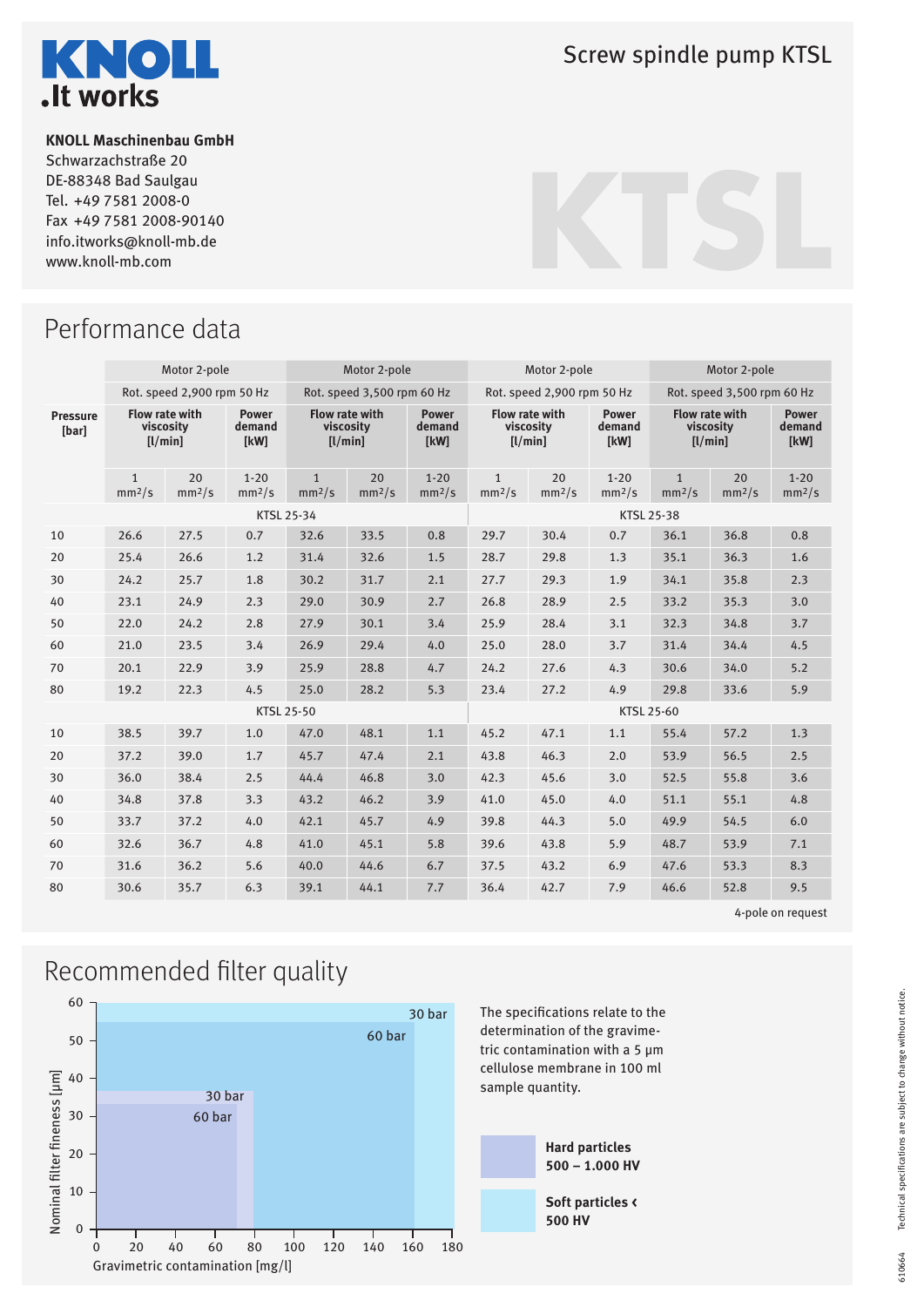# Screw spindle pump KTSL

**KNOLL Maschinenbau GmbH**
Schwarzachstraße 20
DE-88348 Bad Saulgau
Tel. +49 7581 2008-0
Fax +49 7581 2008-90140
info.itworks@knoll-mb.de
www.knoll-mb.com

KTSL

## Performance data

| Pressure [bar] | Motor 2-pole | | | Motor 2-pole | | | Motor 2-pole | | | Motor 2-pole | | |
|---|---|---|---|---|---|---|---|---|---|---|---|---|
| | Rot. speed 2,900 rpm 50 Hz | | | Rot. speed 3,500 rpm 60 Hz | | | Rot. speed 2,900 rpm 50 Hz | | | Rot. speed 3,500 rpm 60 Hz | | |
| | **Flow rate with viscosity [l/min]** | | **Power demand [kW]** | **Flow rate with viscosity [l/min]** | | **Power demand [kW]** | **Flow rate with viscosity [l/min]** | | **Power demand [kW]** | **Flow rate with viscosity [l/min]** | | **Power demand [kW]** |
| | 1 mm²/s | 20 mm²/s | 1-20 mm²/s | 1 mm²/s | 20 mm²/s | 1-20 mm²/s | 1 mm²/s | 20 mm²/s | 1-20 mm²/s | 1 mm²/s | 20 mm²/s | 1-20 mm²/s |
| | KTSL 25-34 | | | | | | KTSL 25-38 | | | | | |
| 10 | 26.6 | 27.5 | 0.7 | 32.6 | 33.5 | 0.8 | 29.7 | 30.4 | 0.7 | 36.1 | 36.8 | 0.8 |
| 20 | 25.4 | 26.6 | 1.2 | 31.4 | 32.6 | 1.5 | 28.7 | 29.8 | 1.3 | 35.1 | 36.3 | 1.6 |
| 30 | 24.2 | 25.7 | 1.8 | 30.2 | 31.7 | 2.1 | 27.7 | 29.3 | 1.9 | 34.1 | 35.8 | 2.3 |
| 40 | 23.1 | 24.9 | 2.3 | 29.0 | 30.9 | 2.7 | 26.8 | 28.9 | 2.5 | 33.2 | 35.3 | 3.0 |
| 50 | 22.0 | 24.2 | 2.8 | 27.9 | 30.1 | 3.4 | 25.9 | 28.4 | 3.1 | 32.3 | 34.8 | 3.7 |
| 60 | 21.0 | 23.5 | 3.4 | 26.9 | 29.4 | 4.0 | 25.0 | 28.0 | 3.7 | 31.4 | 34.4 | 4.5 |
| 70 | 20.1 | 22.9 | 3.9 | 25.9 | 28.8 | 4.7 | 24.2 | 27.6 | 4.3 | 30.6 | 34.0 | 5.2 |
| 80 | 19.2 | 22.3 | 4.5 | 25.0 | 28.2 | 5.3 | 23.4 | 27.2 | 4.9 | 29.8 | 33.6 | 5.9 |
| | KTSL 25-50 | | | | | | KTSL 25-60 | | | | | |
| 10 | 38.5 | 39.7 | 1.0 | 47.0 | 48.1 | 1.1 | 45.2 | 47.1 | 1.1 | 55.4 | 57.2 | 1.3 |
| 20 | 37.2 | 39.0 | 1.7 | 45.7 | 47.4 | 2.1 | 43.8 | 46.3 | 2.0 | 53.9 | 56.5 | 2.5 |
| 30 | 36.0 | 38.4 | 2.5 | 44.4 | 46.8 | 3.0 | 42.3 | 45.6 | 3.0 | 52.5 | 55.8 | 3.6 |
| 40 | 34.8 | 37.8 | 3.3 | 43.2 | 46.2 | 3.9 | 41.0 | 45.0 | 4.0 | 51.1 | 55.1 | 4.8 |
| 50 | 33.7 | 37.2 | 4.0 | 42.1 | 45.7 | 4.9 | 39.8 | 44.3 | 5.0 | 49.9 | 54.5 | 6.0 |
| 60 | 32.6 | 36.7 | 4.8 | 41.0 | 45.1 | 5.8 | 39.6 | 43.8 | 5.9 | 48.7 | 53.9 | 7.1 |
| 70 | 31.6 | 36.2 | 5.6 | 40.0 | 44.6 | 6.7 | 37.5 | 43.2 | 6.9 | 47.6 | 53.3 | 8.3 |
| 80 | 30.6 | 35.7 | 6.3 | 39.1 | 44.1 | 7.7 | 36.4 | 42.7 | 7.9 | 46.6 | 52.8 | 9.5 |

4-pole on request

## Recommended filter quality

Nominal filter fineness [µm]
60
50
40
30
20
10
0

Gravimetric contamination [mg/l]
0 20 40 60 80 100 120 140 160 180

30 bar
60 bar
30 bar
60 bar

The specifications relate to the determination of the gravimetric contamination with a 5 µm cellulose membrane in 100 ml sample quantity.

**Hard particles 500 – 1.000 HV**

**Soft particles ‹ 500 HV**

Technical specifications are subject to change without notice.

610664